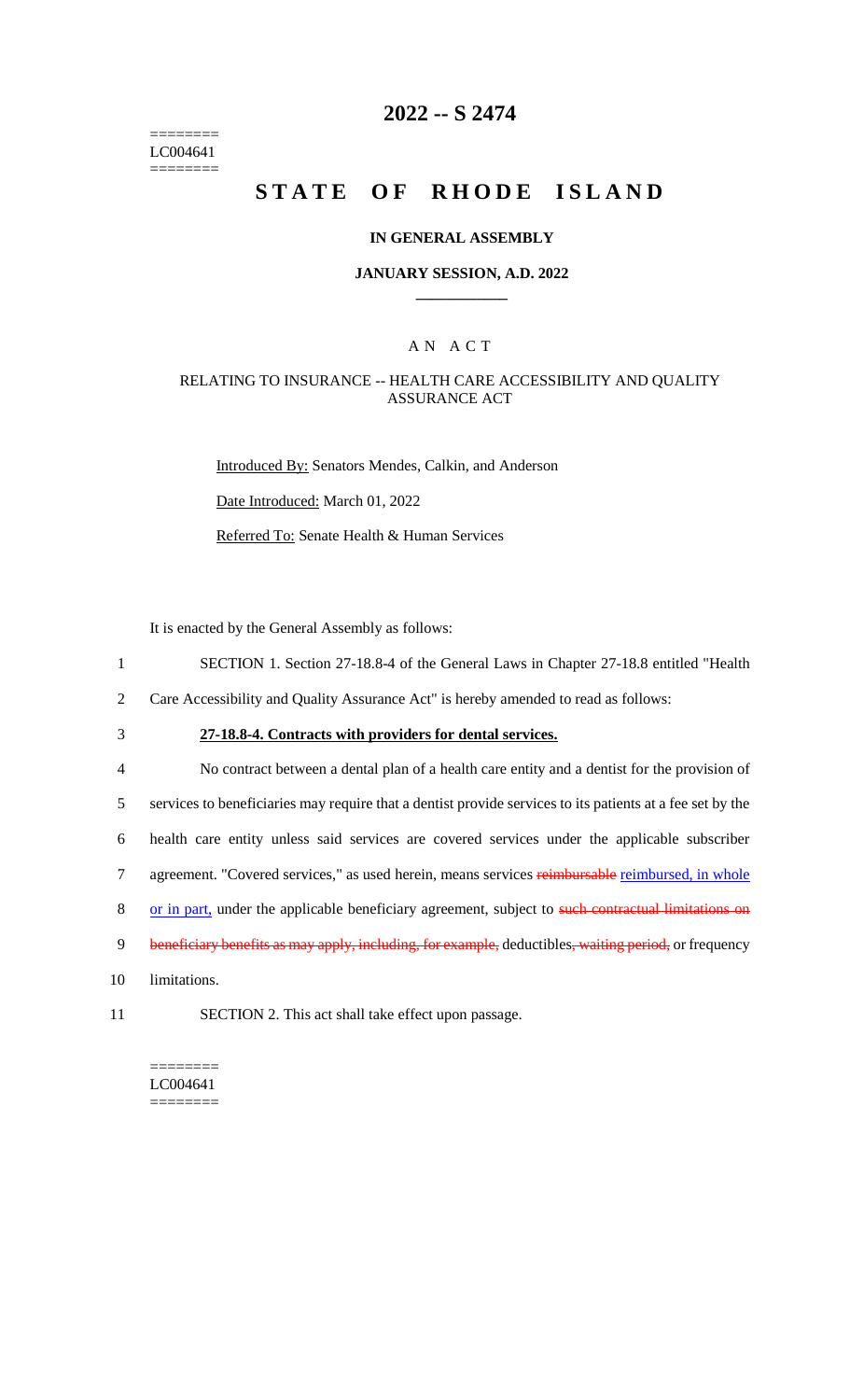========
LC004641
========

# 2022 -- S 2474

# STATE OF RHODE ISLAND

### IN GENERAL ASSEMBLY

### JANUARY SESSION, A.D. 2022

## A N A C T

### RELATING TO INSURANCE -- HEALTH CARE ACCESSIBILITY AND QUALITY ASSURANCE ACT

Introduced By: Senators Mendes, Calkin, and Anderson

Date Introduced: March 01, 2022

Referred To: Senate Health & Human Services

It is enacted by the General Assembly as follows:

1 SECTION 1. Section 27-18.8-4 of the General Laws in Chapter 27-18.8 entitled "Health
2 Care Accessibility and Quality Assurance Act" is hereby amended to read as follows:

3 **27-18.8-4. Contracts with providers for dental services.**

4 No contract between a dental plan of a health care entity and a dentist for the provision of
5 services to beneficiaries may require that a dentist provide services to its patients at a fee set by the
6 health care entity unless said services are covered services under the applicable subscriber
7 agreement. "Covered services," as used herein, means services ~~reimbursable~~ reimbursed, in whole
8 or in part, under the applicable beneficiary agreement, subject to ~~such contractual limitations on~~
9 ~~beneficiary benefits as may apply, including, for example,~~ deductibles~~, waiting period,~~ or frequency
10 limitations.

11 SECTION 2. This act shall take effect upon passage.

========
LC004641
========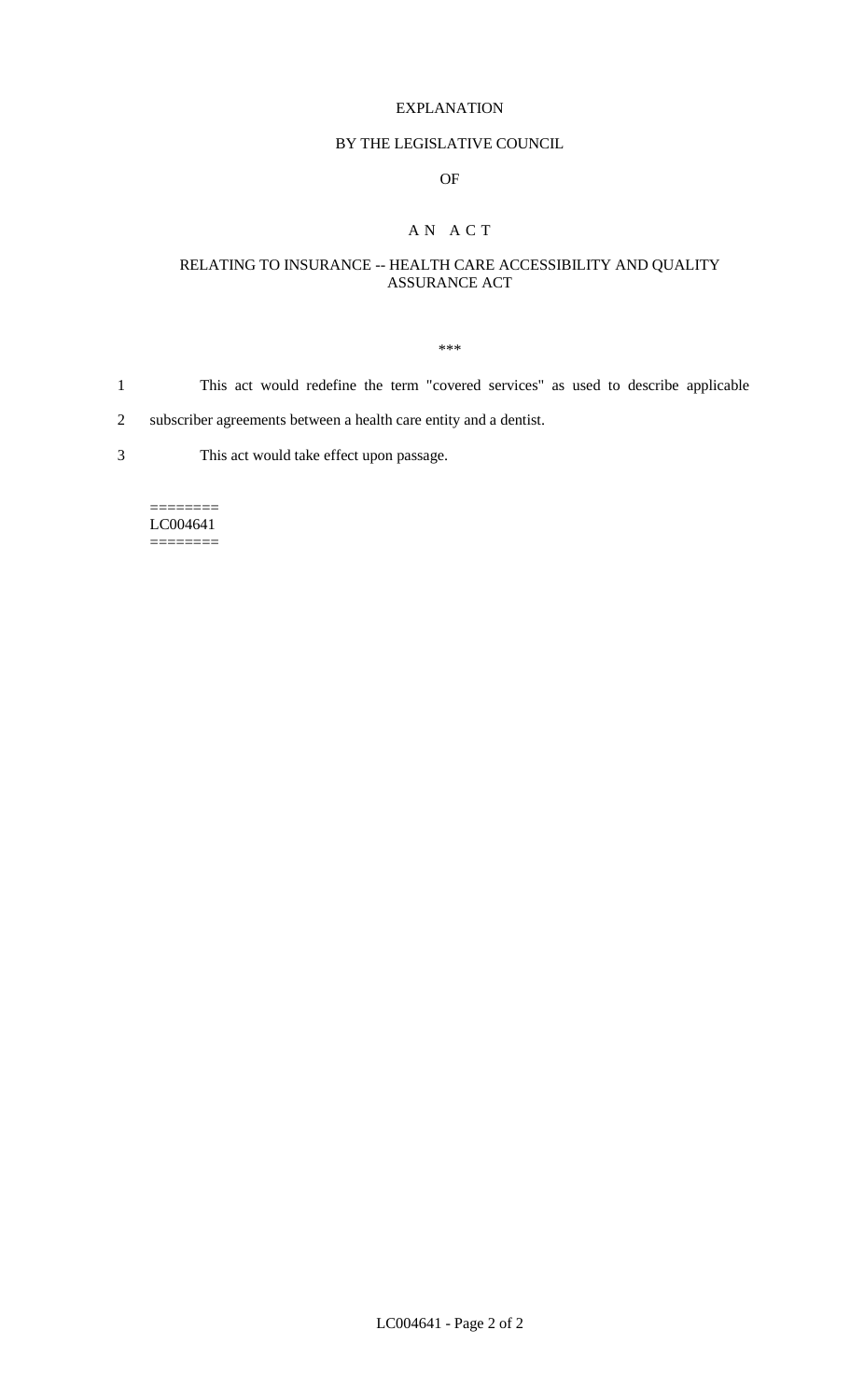EXPLANATION

BY THE LEGISLATIVE COUNCIL

OF

# A N A C T

RELATING TO INSURANCE -- HEALTH CARE ACCESSIBILITY AND QUALITY ASSURANCE ACT

\*\*\*

1 This act would redefine the term "covered services" as used to describe applicable
2 subscriber agreements between a health care entity and a dentist.
3 This act would take effect upon passage.

========
LC004641
========